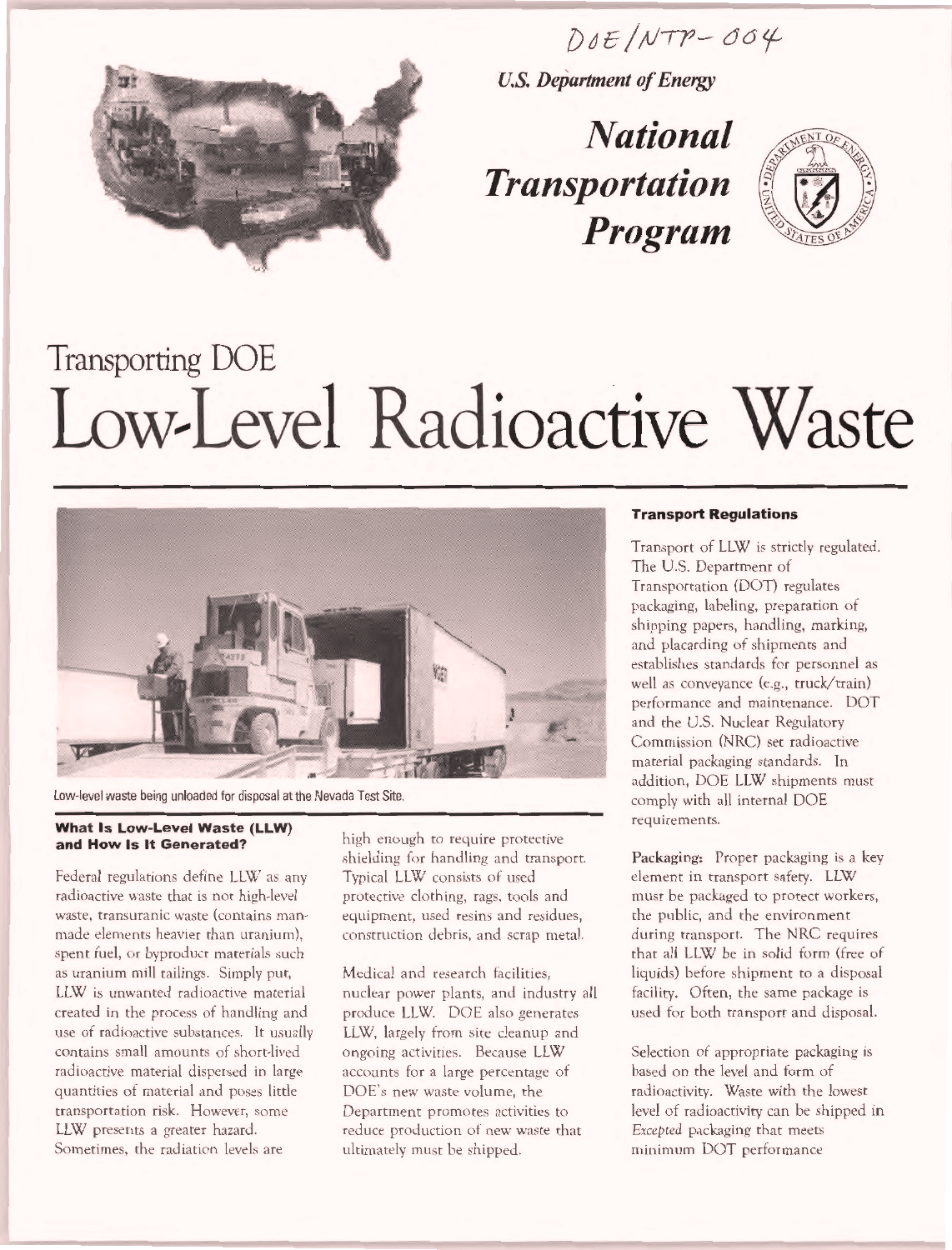DOE/NTP-004

*U.S. Department of Energy*

# *National Transportation Program*

# Transporting DOE Low-Level Radioactive Waste

Low-level waste being unloaded for disposal at the Nevada Test Site.

### What Is Low-Level Waste (LLW) and How Is It Generated?

Federal regulations define LLW as any radioactive waste that is not high-level waste, transuranic waste (contains man-made elements heavier than uranium), spent fuel, or byproduct materials such as uranium mill tailings. Simply put, LLW is unwanted radioactive material created in the process of handling and use of radioactive substances. It usually contains small amounts of short-lived radioactive material dispersed in large quantities of material and poses little transportation risk. However, some LLW presents a greater hazard. Sometimes, the radiation levels are high enough to require protective shielding for handling and transport. Typical LLW consists of used protective clothing, rags, tools and equipment, used resins and residues, construction debris, and scrap metal.

Medical and research facilities, nuclear power plants, and industry all produce LLW. DOE also generates LLW, largely from site cleanup and ongoing activities. Because LLW accounts for a large percentage of DOE's new waste volume, the Department promotes activities to reduce production of new waste that ultimately must be shipped.

### Transport Regulations

Transport of LLW is strictly regulated. The U.S. Department of Transportation (DOT) regulates packaging, labeling, preparation of shipping papers, handling, marking, and placarding of shipments and establishes standards for personnel as well as conveyance (e.g., truck/train) performance and maintenance. DOT and the U.S. Nuclear Regulatory Commission (NRC) set radioactive material packaging standards. In addition, DOE LLW shipments must comply with all internal DOE requirements.

**Packaging:** Proper packaging is a key element in transport safety. LLW must be packaged to protect workers, the public, and the environment during transport. The NRC requires that all LLW be in solid form (free of liquids) before shipment to a disposal facility. Often, the same package is used for both transport and disposal.

Selection of appropriate packaging is based on the level and form of radioactivity. Waste with the lowest level of radioactivity can be shipped in *Excepted* packaging that meets minimum DOT performance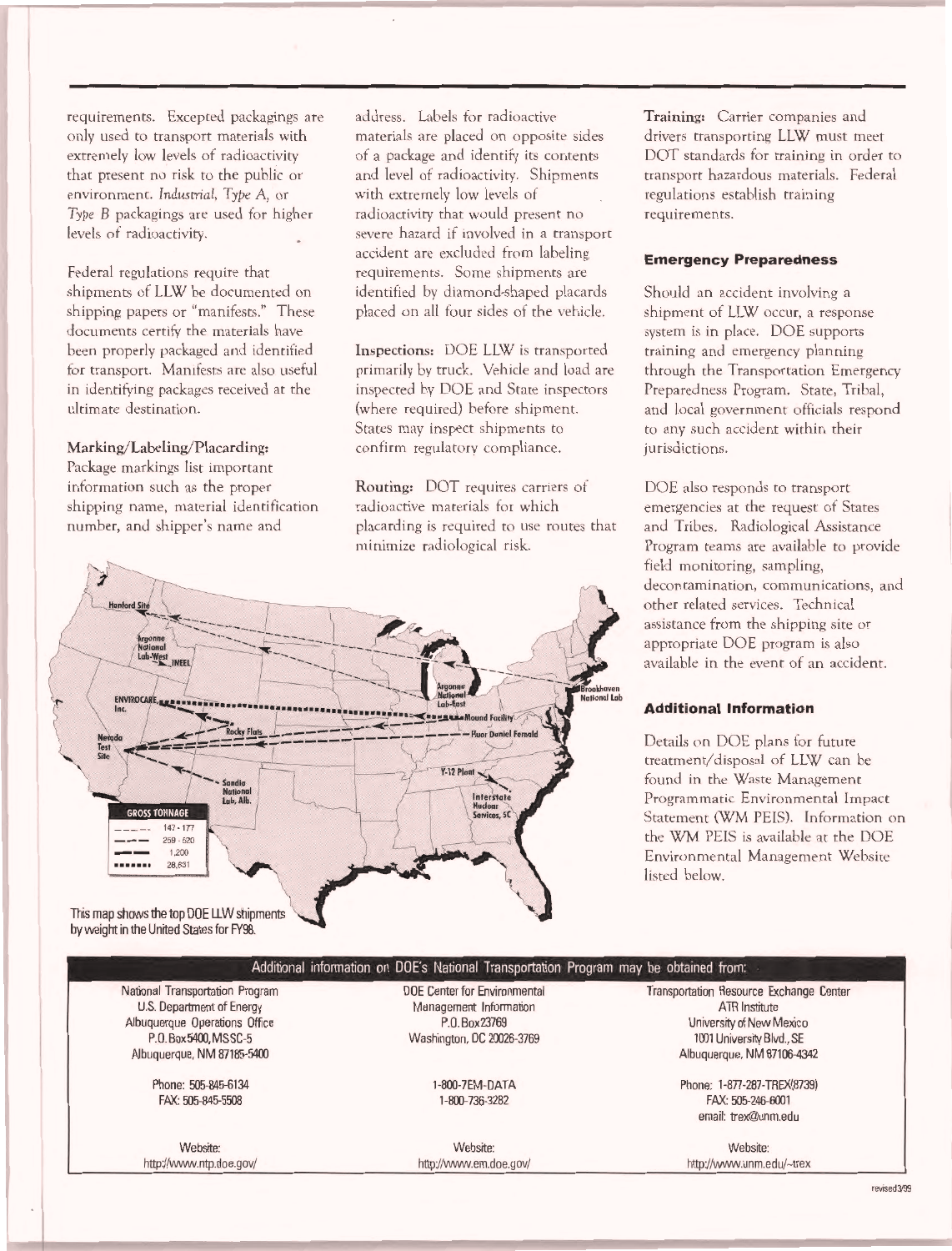requirements. Excepted packagings are only used to transport materials with extremely low levels of radioactivity that present no risk to the public or environment. *Industrial, Type A,* or *Type B* packagings are used for higher levels of radioactivity.

Federal regulations require that shipments of LLW be documented on shipping papers or "manifests." These documents certify the materials have been properly packaged and identified for transport. Manifests are also useful in identifying packages received at the ultimate destination.

**Marking/Labeling/Placarding:** Package markings list important information such as the proper shipping name, material identification number, and shipper's name and address. Labels for radioactive materials are placed on opposite sides of a package and identify its contents and level of radioactivity. Shipments with extremely low levels of radioactivity that would present no severe hazard if involved in a transport accident are excluded from labeling requirements. Some shipments are identified by diamond-shaped placards placed on all four sides of the vehicle.

**Inspections:** DOE LLW is transported primarily by truck. Vehicle and load are inspected by DOE and State inspectors (where required) before shipment. States may inspect shipments to confirm regulatory compliance.

**Routing:** DOT requires carriers of radioactive materials for which placarding is required to use routes that minimize radiological risk.

Hanford Site
Argonne National Lab-West
INEEL
ENVIROCARE, Inc.
Rocky Flats
Nevada Test Site
Sandia National Lab, Alb.
Argonne National Lab-East
Brookhaven National Lab
Mound Facility
Fluor Daniel Fernald
Y-12 Plant
Interstate Nuclear Services, SC

GROSS TONNAGE
147 - 177
259 - 520
1,200
28,631

This map shows the top DOE LLW shipments by weight in the United States for FY98.

**Training:** Carrier companies and drivers transporting LLW must meet DOT standards for training in order to transport hazardous materials. Federal regulations establish training requirements.

### Emergency Preparedness

Should an accident involving a shipment of LLW occur, a response system is in place. DOE supports training and emergency planning through the Transportation Emergency Preparedness Program. State, Tribal, and local government officials respond to any such accident within their jurisdictions.

DOE also responds to transport emergencies at the request of States and Tribes. Radiological Assistance Program teams are available to provide field monitoring, sampling, decontamination, communications, and other related services. Technical assistance from the shipping site or appropriate DOE program is also available in the event of an accident.

### Additional Information

Details on DOE plans for future treatment/disposal of LLW can be found in the Waste Management Programmatic Environmental Impact Statement (WM PEIS). Information on the WM PEIS is available at the DOE Environmental Management Website listed below.

**Additional information on DOE's National Transportation Program may be obtained from:**

National Transportation Program
U.S. Department of Energy
Albuquerque Operations Office
P.O. Box 5400, MS SC-5
Albuquerque, NM 87185-5400

Phone: 505-845-6134
FAX: 505-845-5508

Website:
http://www.ntp.doe.gov/

DOE Center for Environmental Management Information
P.O. Box 23769
Washington, DC 20026-3769

1-800-7EM-DATA
1-800-736-3282

Website:
http://www.em.doe.gov/

Transportation Resource Exchange Center
ATR Institute
University of New Mexico
1001 University Blvd., SE
Albuquerque, NM 87106-4342

Phone: 1-877-287-TREX(8739)
FAX: 505-246-6001
email: trex@unm.edu

Website:
http://www.unm.edu/~trex

revised 3/99